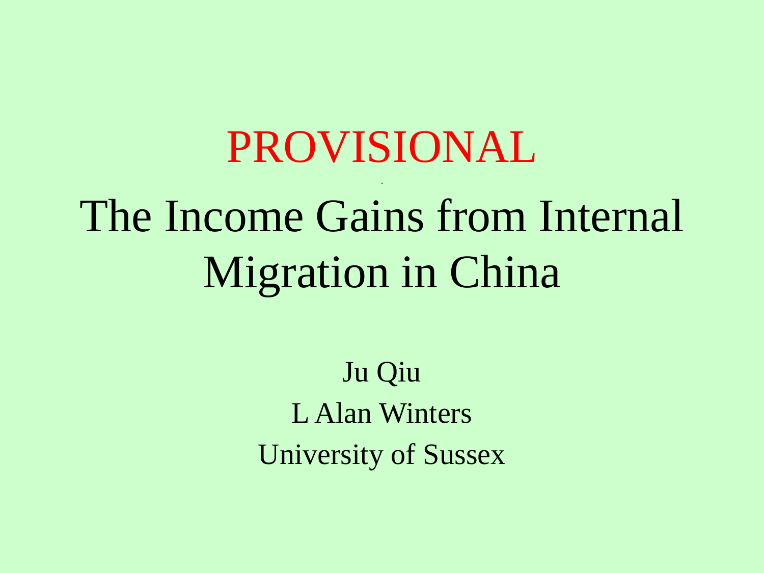PROVISIONAL

# The Income Gains from Internal Migration in China

Ju Qiu

L Alan Winters

University of Sussex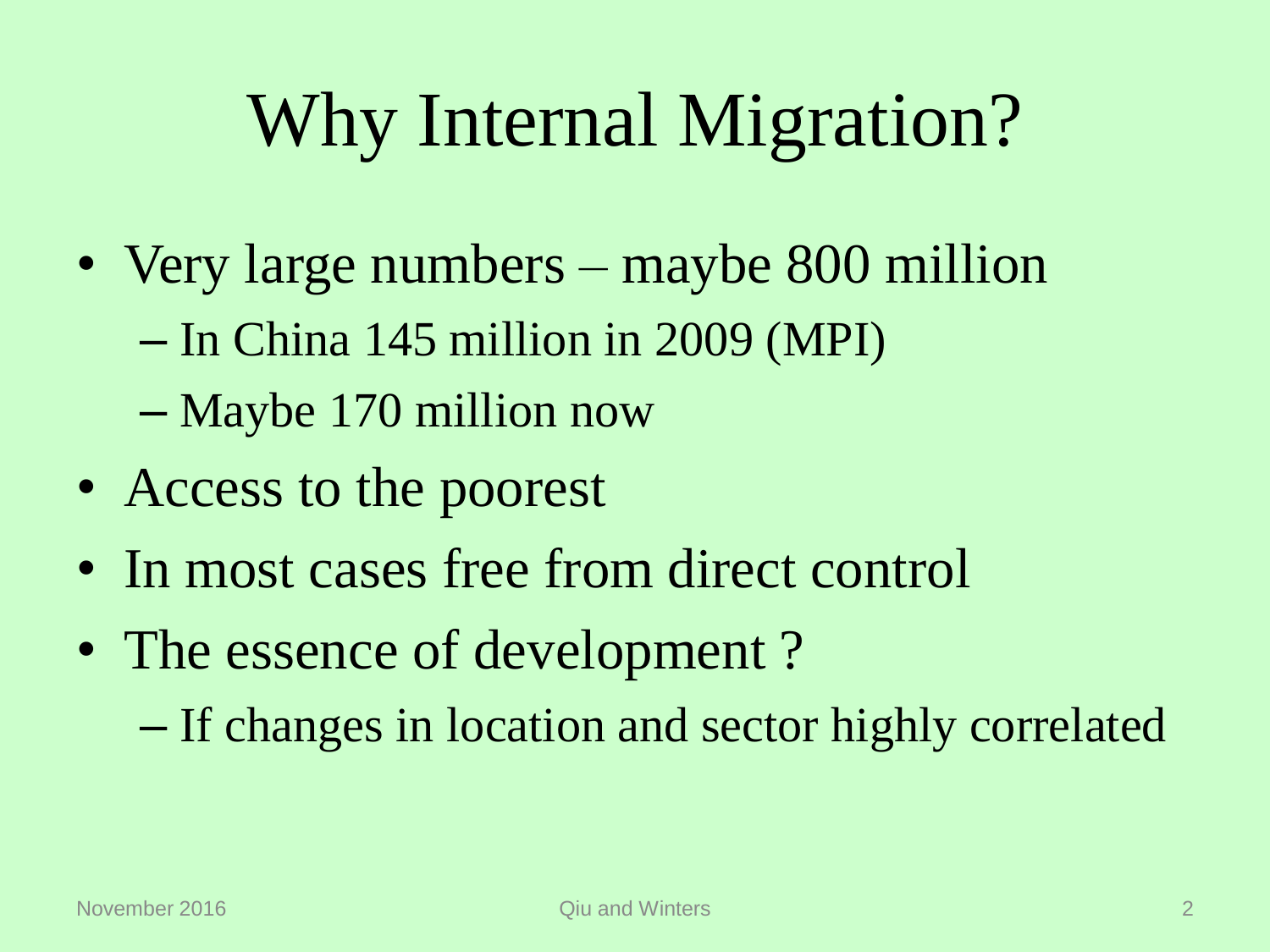# Why Internal Migration?

- Very large numbers – maybe 800 million
  - In China 145 million in 2009 (MPI)
  - Maybe 170 million now
- Access to the poorest
- In most cases free from direct control
- The essence of development ?
  - If changes in location and sector highly correlated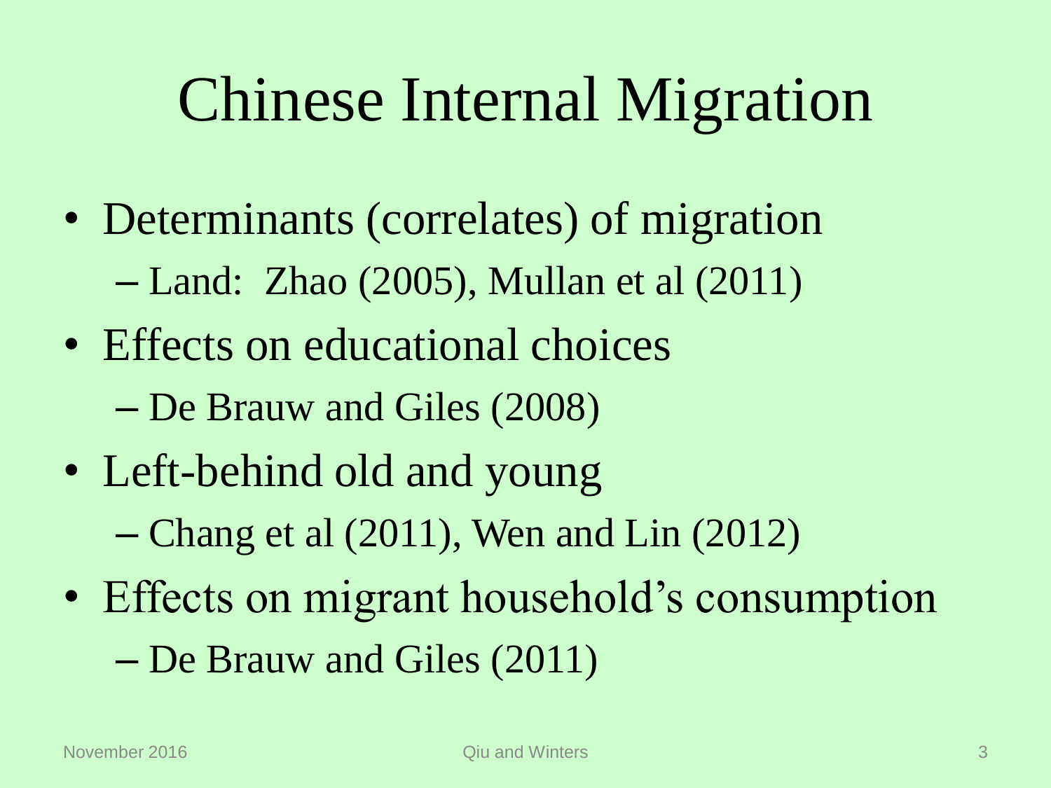# Chinese Internal Migration

- Determinants (correlates) of migration
  - Land: Zhao (2005), Mullan et al (2011)
- Effects on educational choices
  - De Brauw and Giles (2008)
- Left-behind old and young
  - Chang et al (2011), Wen and Lin (2012)
- Effects on migrant household's consumption
  - De Brauw and Giles (2011)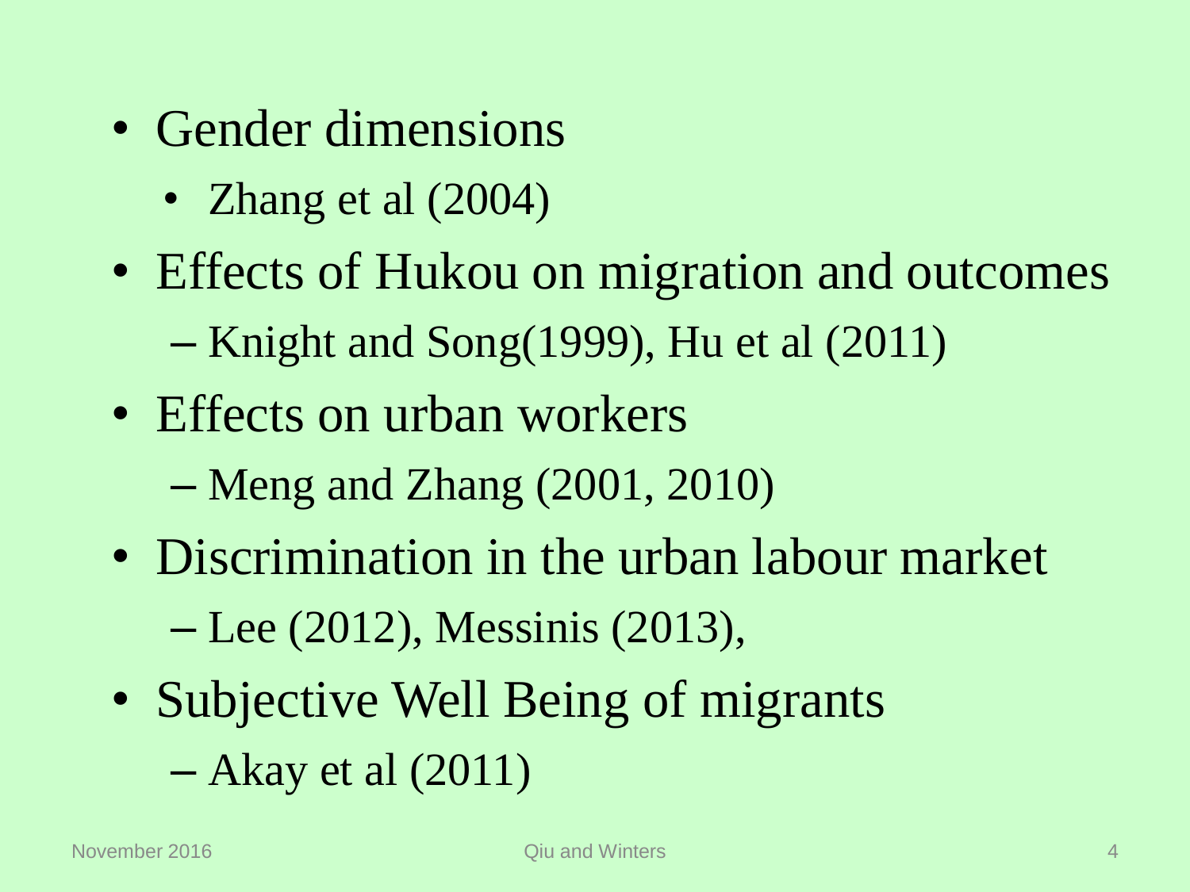- Gender dimensions
  - Zhang et al (2004)
- Effects of Hukou on migration and outcomes
  - Knight and Song(1999), Hu et al (2011)
- Effects on urban workers
  - Meng and Zhang (2001, 2010)
- Discrimination in the urban labour market
  - Lee (2012), Messinis (2013),
- Subjective Well Being of migrants
  - Akay et al (2011)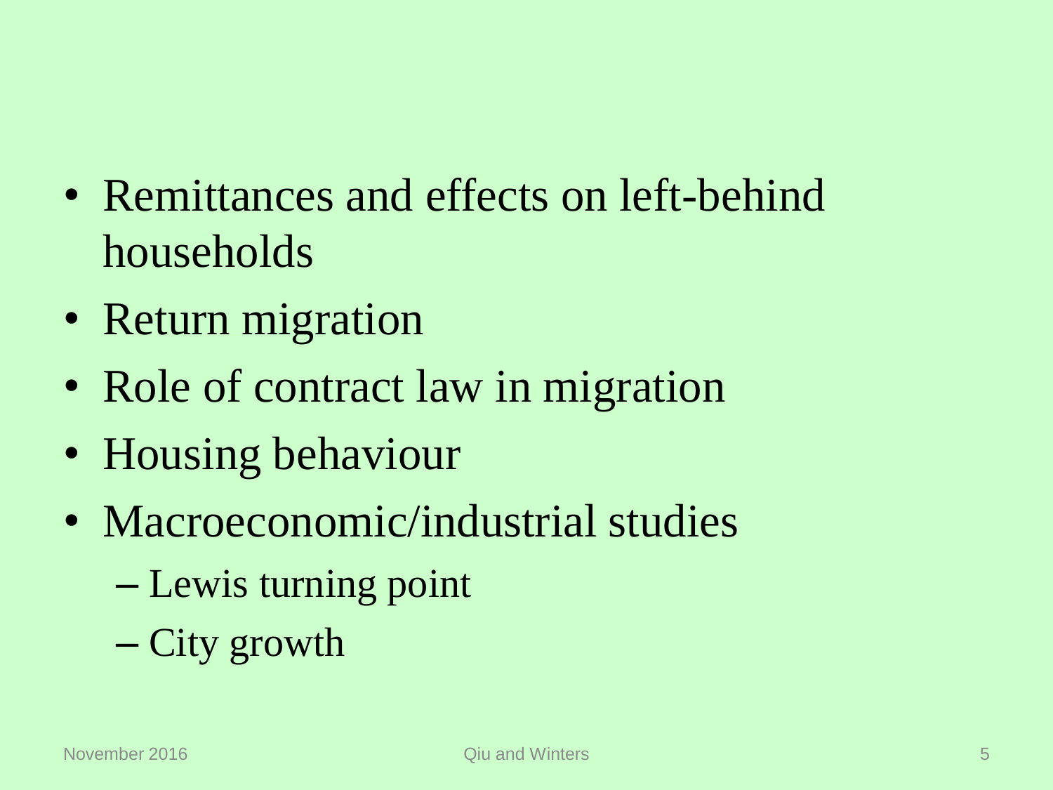- Remittances and effects on left-behind households
- Return migration
- Role of contract law in migration
- Housing behaviour
- Macroeconomic/industrial studies
  - Lewis turning point
  - City growth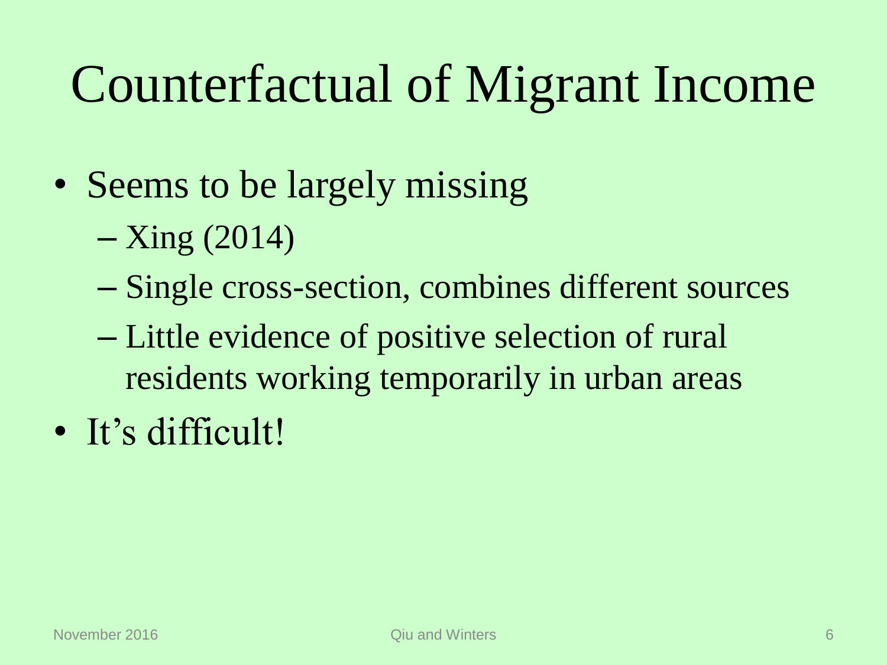# Counterfactual of Migrant Income

- Seems to be largely missing
  - Xing (2014)
  - Single cross-section, combines different sources
  - Little evidence of positive selection of rural residents working temporarily in urban areas
- It's difficult!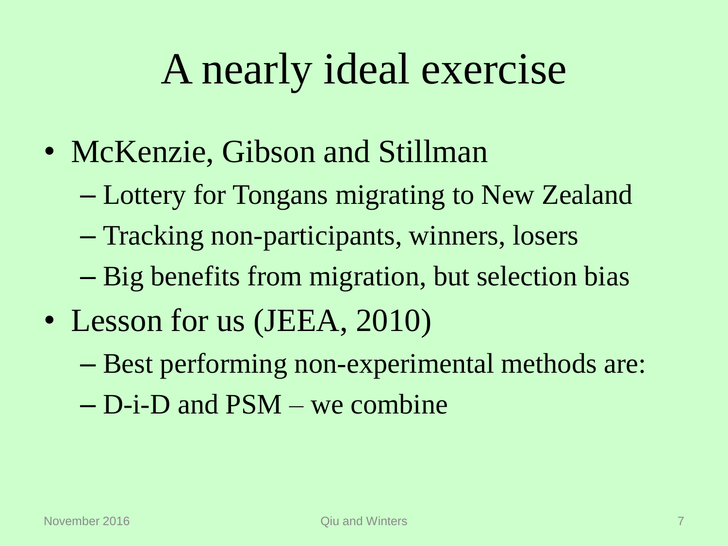# A nearly ideal exercise

- McKenzie, Gibson and Stillman
  - Lottery for Tongans migrating to New Zealand
  - Tracking non-participants, winners, losers
  - Big benefits from migration, but selection bias
- Lesson for us (JEEA, 2010)
  - Best performing non-experimental methods are:
  - D-i-D and PSM – we combine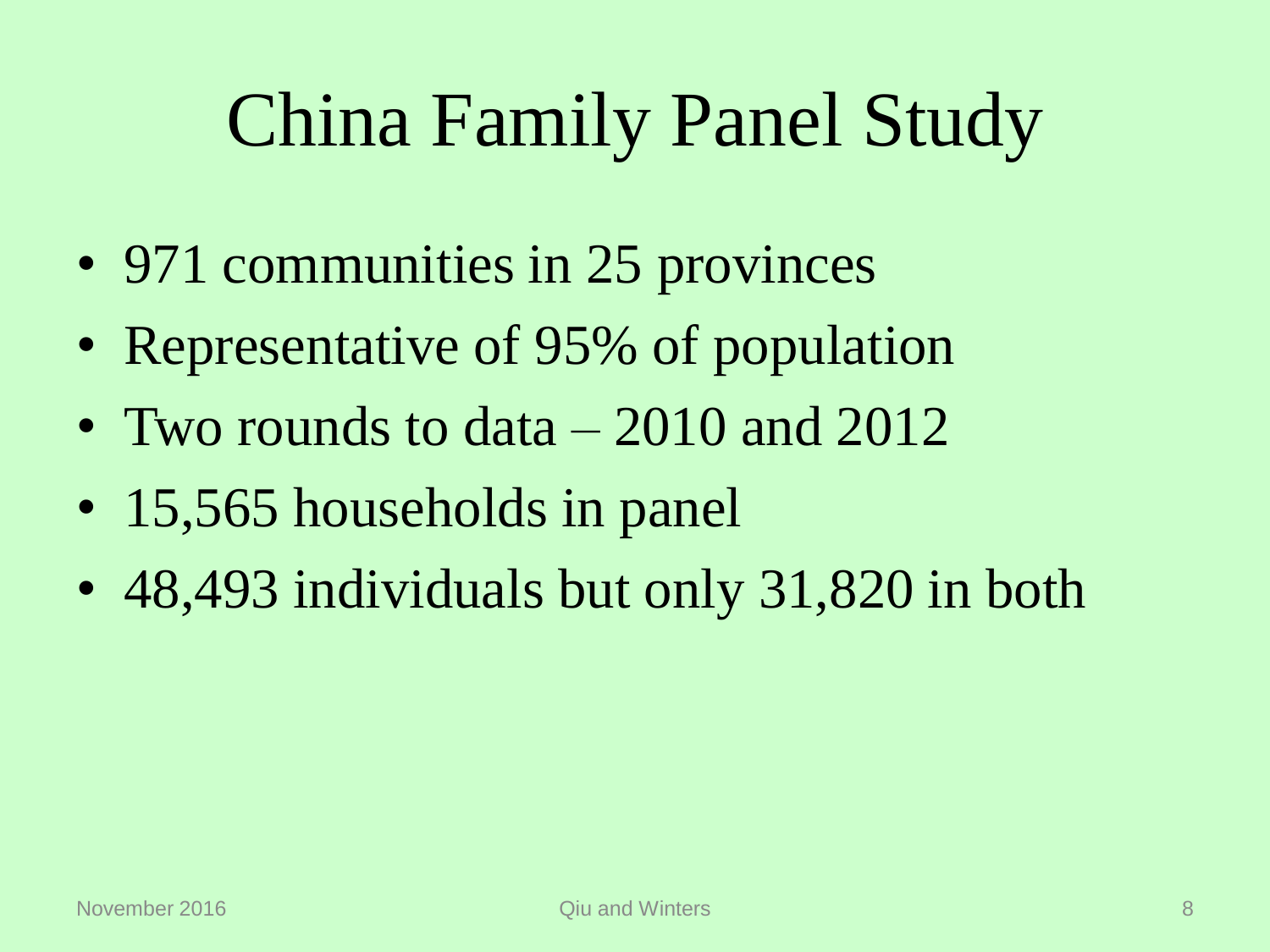# China Family Panel Study

- 971 communities in 25 provinces
- Representative of 95% of population
- Two rounds to data – 2010 and 2012
- 15,565 households in panel
- 48,493 individuals but only 31,820 in both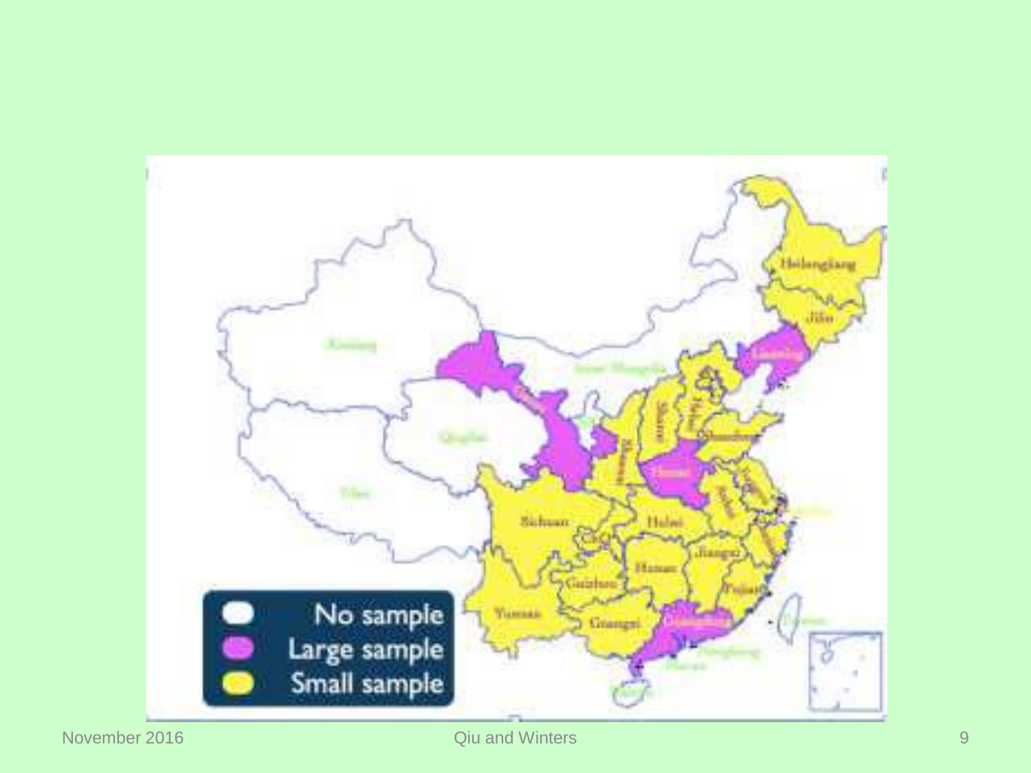No sample

Large sample

Small sample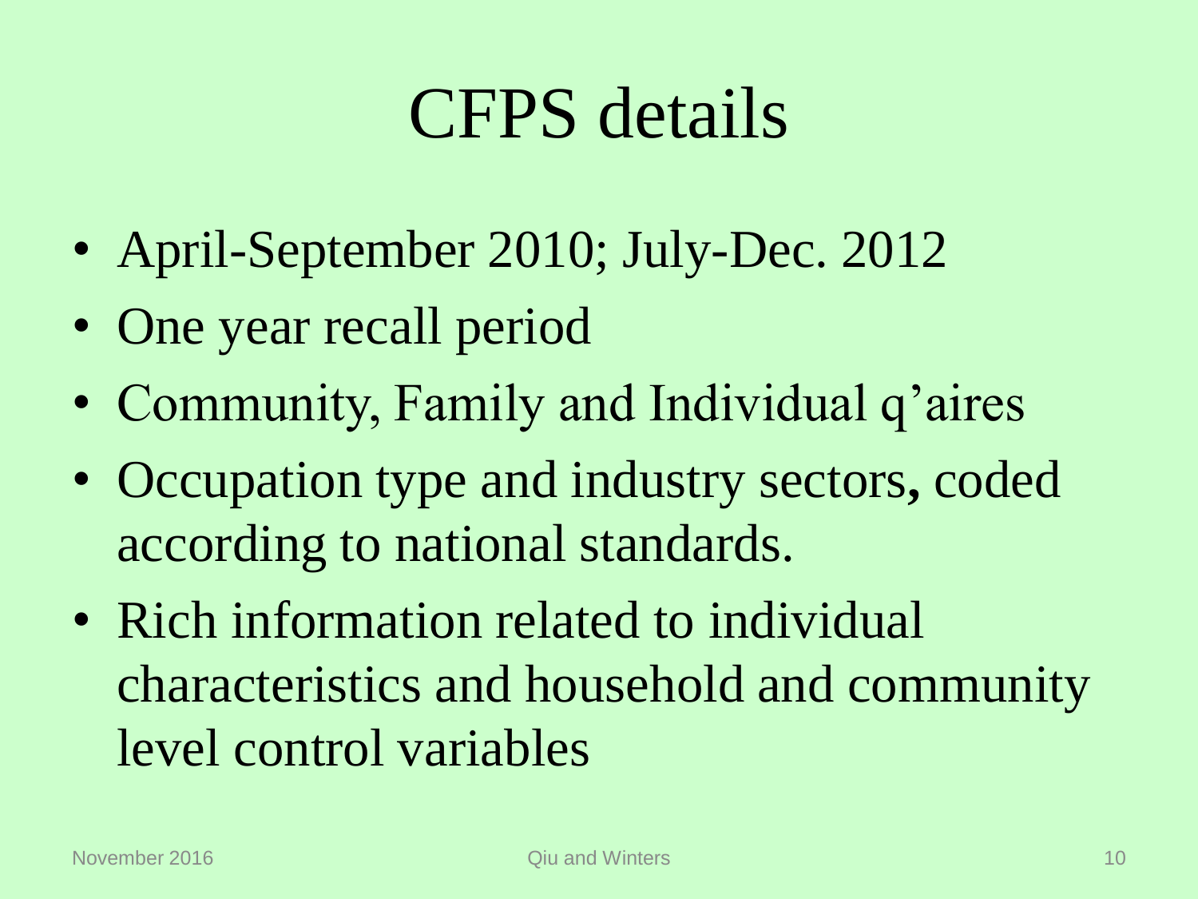# CFPS details

- April-September 2010; July-Dec. 2012
- One year recall period
- Community, Family and Individual q'aires
- Occupation type and industry sectors, coded according to national standards.
- Rich information related to individual characteristics and household and community level control variables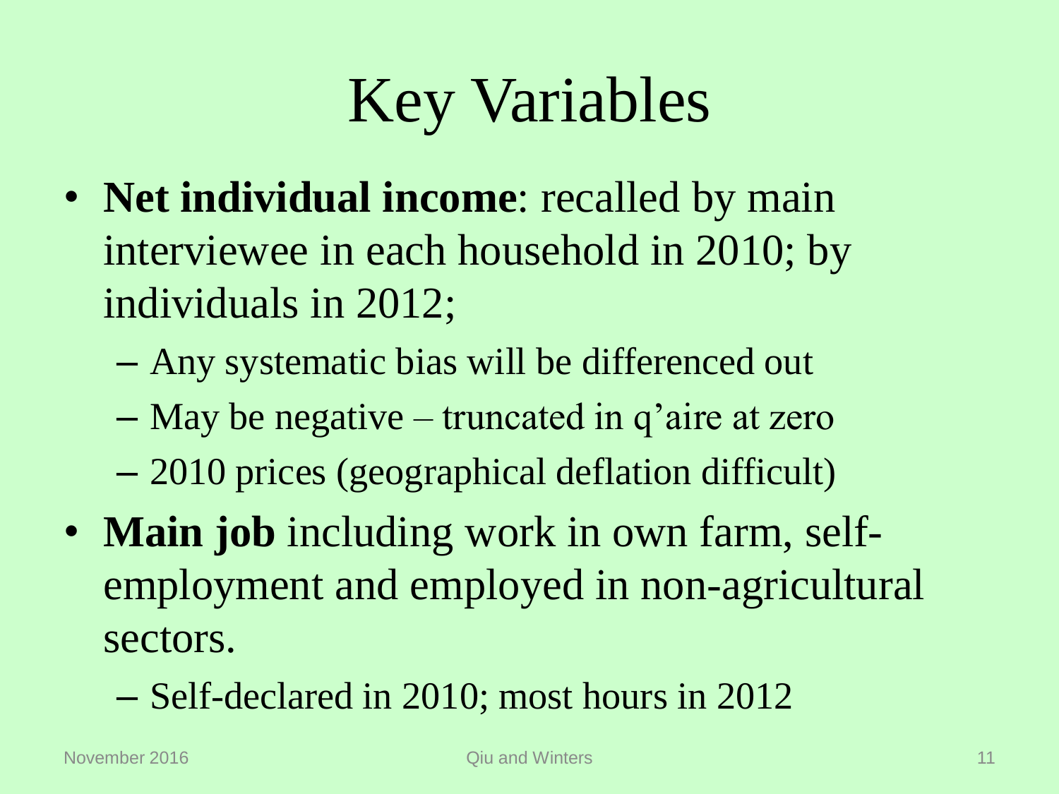# Key Variables

- **Net individual income**: recalled by main interviewee in each household in 2010; by individuals in 2012;
  - Any systematic bias will be differenced out
  - May be negative – truncated in q'aire at zero
  - 2010 prices (geographical deflation difficult)
- **Main job** including work in own farm, self-employment and employed in non-agricultural sectors.
  - Self-declared in 2010; most hours in 2012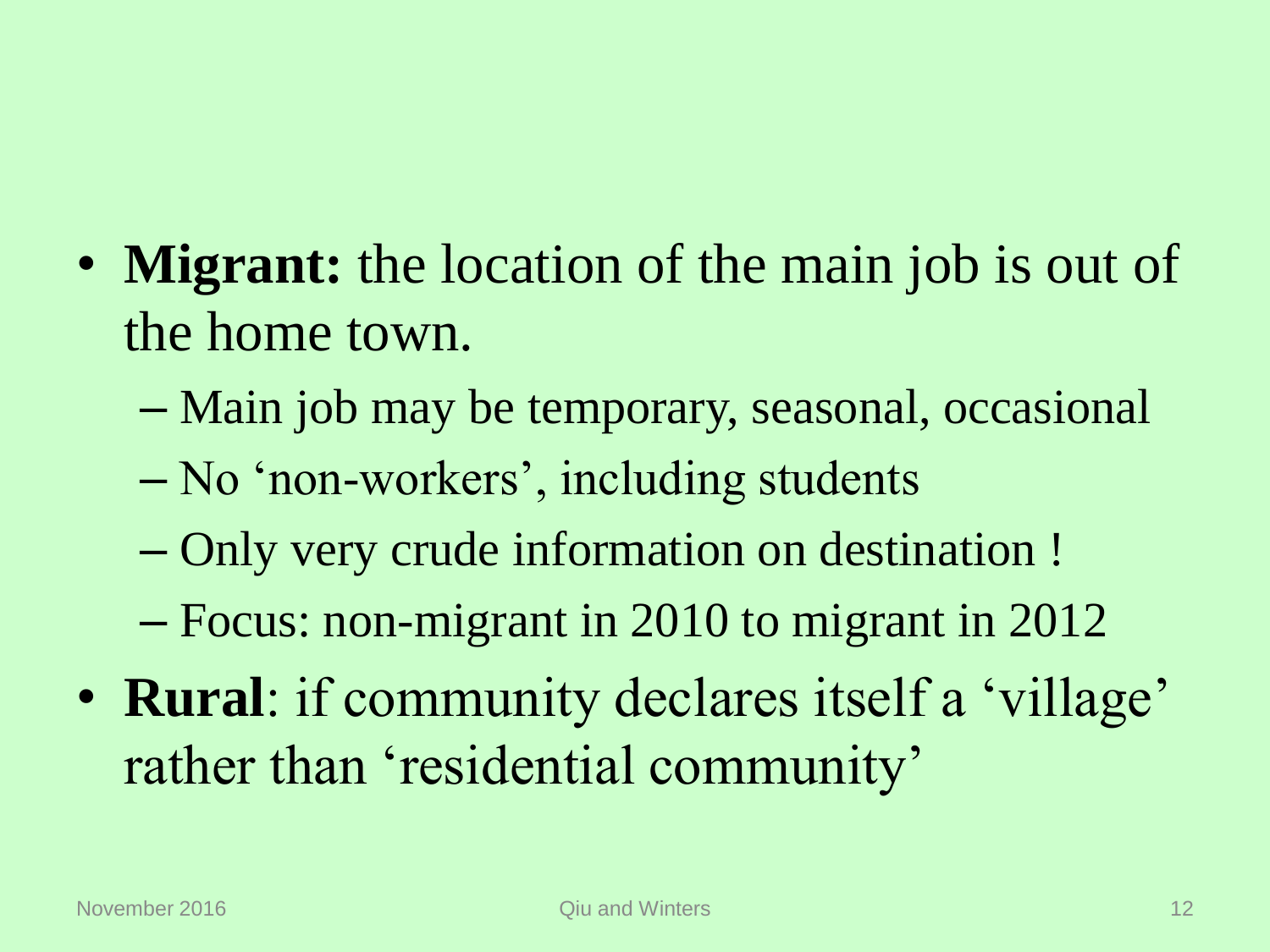- **Migrant:** the location of the main job is out of the home town.
  - Main job may be temporary, seasonal, occasional
  - No 'non-workers', including students
  - Only very crude information on destination !
  - Focus: non-migrant in 2010 to migrant in 2012
- **Rural**: if community declares itself a 'village' rather than 'residential community'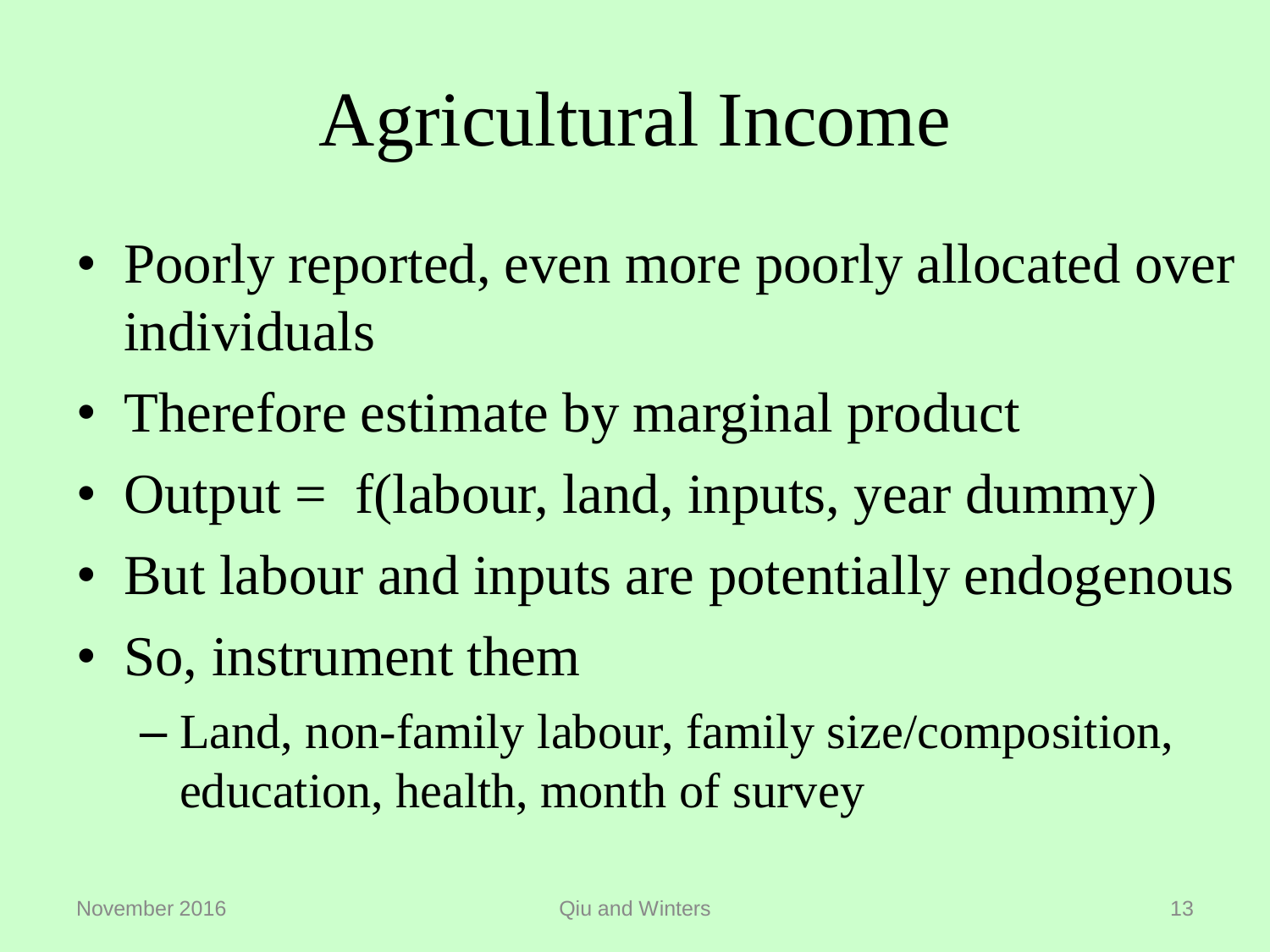# Agricultural Income

- Poorly reported, even more poorly allocated over individuals
- Therefore estimate by marginal product
- Output = f(labour, land, inputs, year dummy)
- But labour and inputs are potentially endogenous
- So, instrument them
  - Land, non-family labour, family size/composition, education, health, month of survey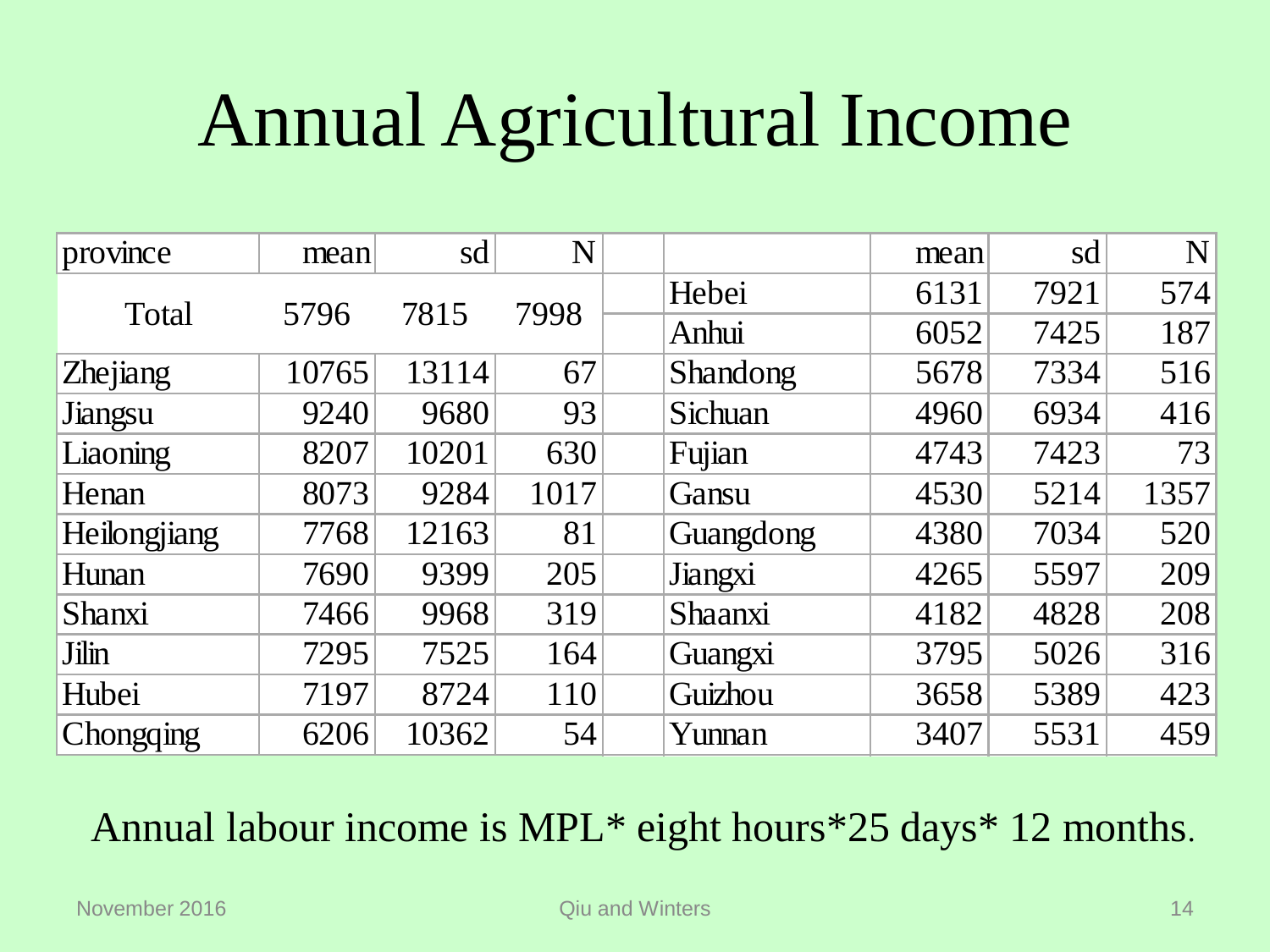# Annual Agricultural Income

| province | mean | sd | N | | | mean | sd | N |
|---|---|---|---|---|---|---|---|---|
| Total | 5796 | 7815 | 7998 | | Hebei | 6131 | 7921 | 574 |
| | | | | | Anhui | 6052 | 7425 | 187 |
| Zhejiang | 10765 | 13114 | 67 | | Shandong | 5678 | 7334 | 516 |
| Jiangsu | 9240 | 9680 | 93 | | Sichuan | 4960 | 6934 | 416 |
| Liaoning | 8207 | 10201 | 630 | | Fujian | 4743 | 7423 | 73 |
| Henan | 8073 | 9284 | 1017 | | Gansu | 4530 | 5214 | 1357 |
| Heilongjiang | 7768 | 12163 | 81 | | Guangdong | 4380 | 7034 | 520 |
| Hunan | 7690 | 9399 | 205 | | Jiangxi | 4265 | 5597 | 209 |
| Shanxi | 7466 | 9968 | 319 | | Shaanxi | 4182 | 4828 | 208 |
| Jilin | 7295 | 7525 | 164 | | Guangxi | 3795 | 5026 | 316 |
| Hubei | 7197 | 8724 | 110 | | Guizhou | 3658 | 5389 | 423 |
| Chongqing | 6206 | 10362 | 54 | | Yunnan | 3407 | 5531 | 459 |

Annual labour income is MPL* eight hours*25 days* 12 months.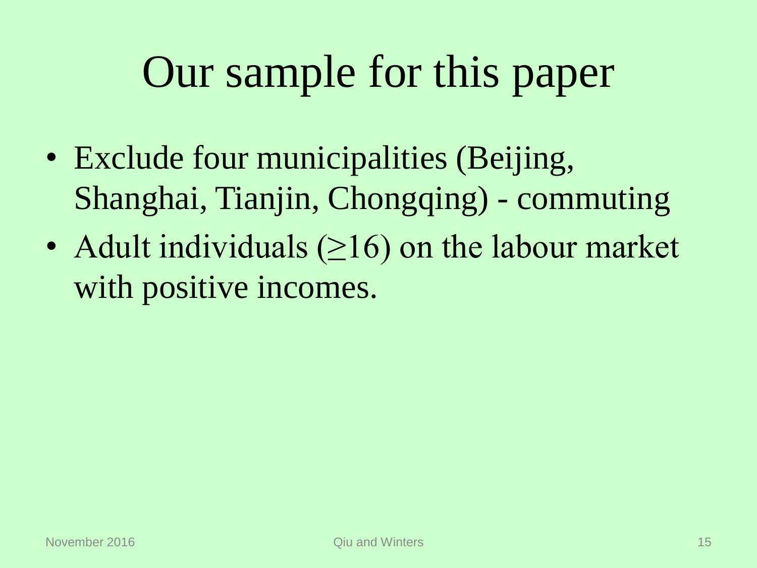# Our sample for this paper

- Exclude four municipalities (Beijing, Shanghai, Tianjin, Chongqing) - commuting
- Adult individuals ($\geq$16) on the labour market with positive incomes.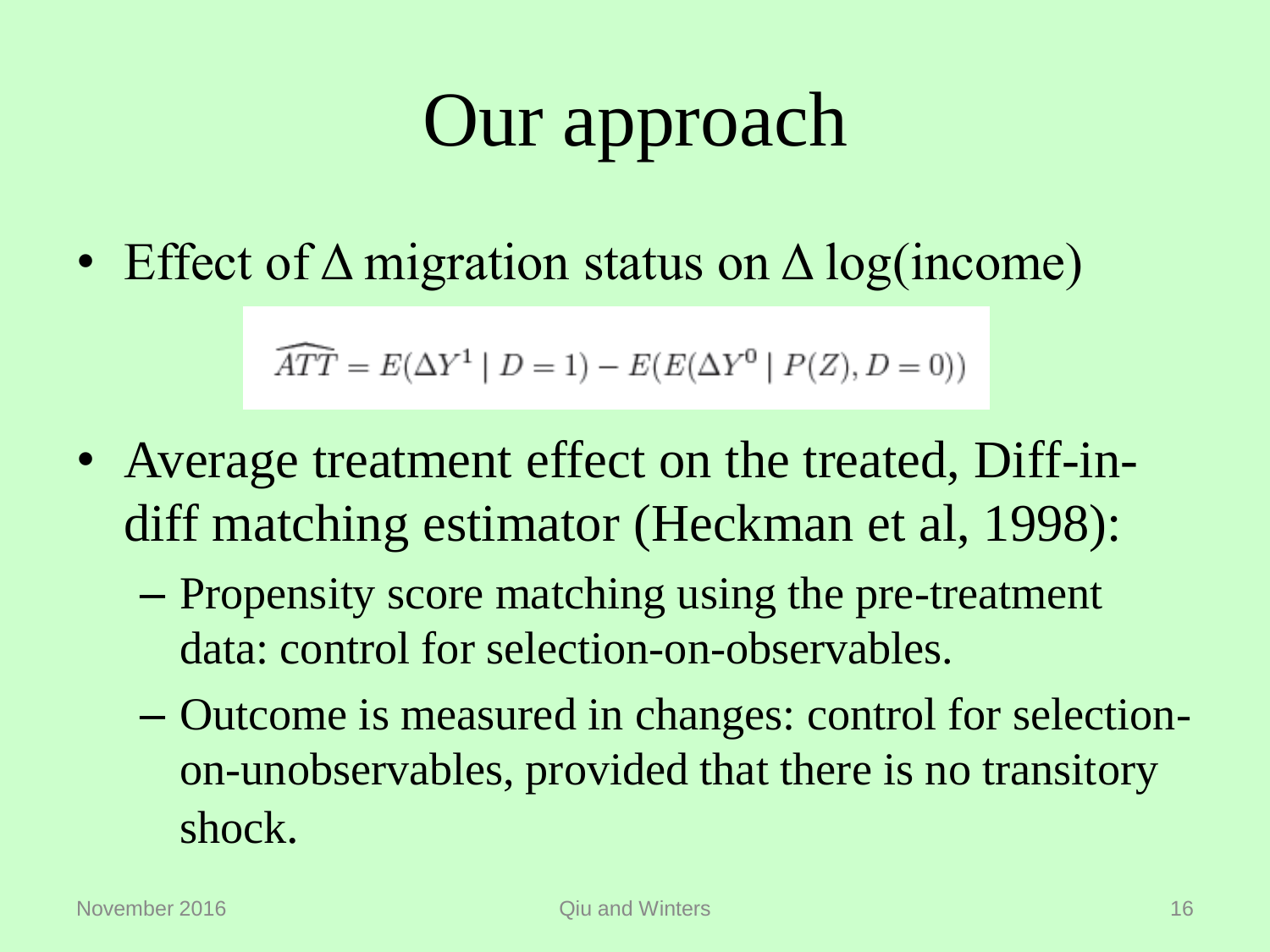# Our approach

- Effect of $\Delta$ migration status on $\Delta$ log(income)

$$\widehat{ATT} = E(\Delta Y^1 \mid D = 1) - E(E(\Delta Y^0 \mid P(Z), D = 0))$$

- Average treatment effect on the treated, Diff-in-diff matching estimator (Heckman et al, 1998):
  - Propensity score matching using the pre-treatment data: control for selection-on-observables.
  - Outcome is measured in changes: control for selection-on-unobservables, provided that there is no transitory shock.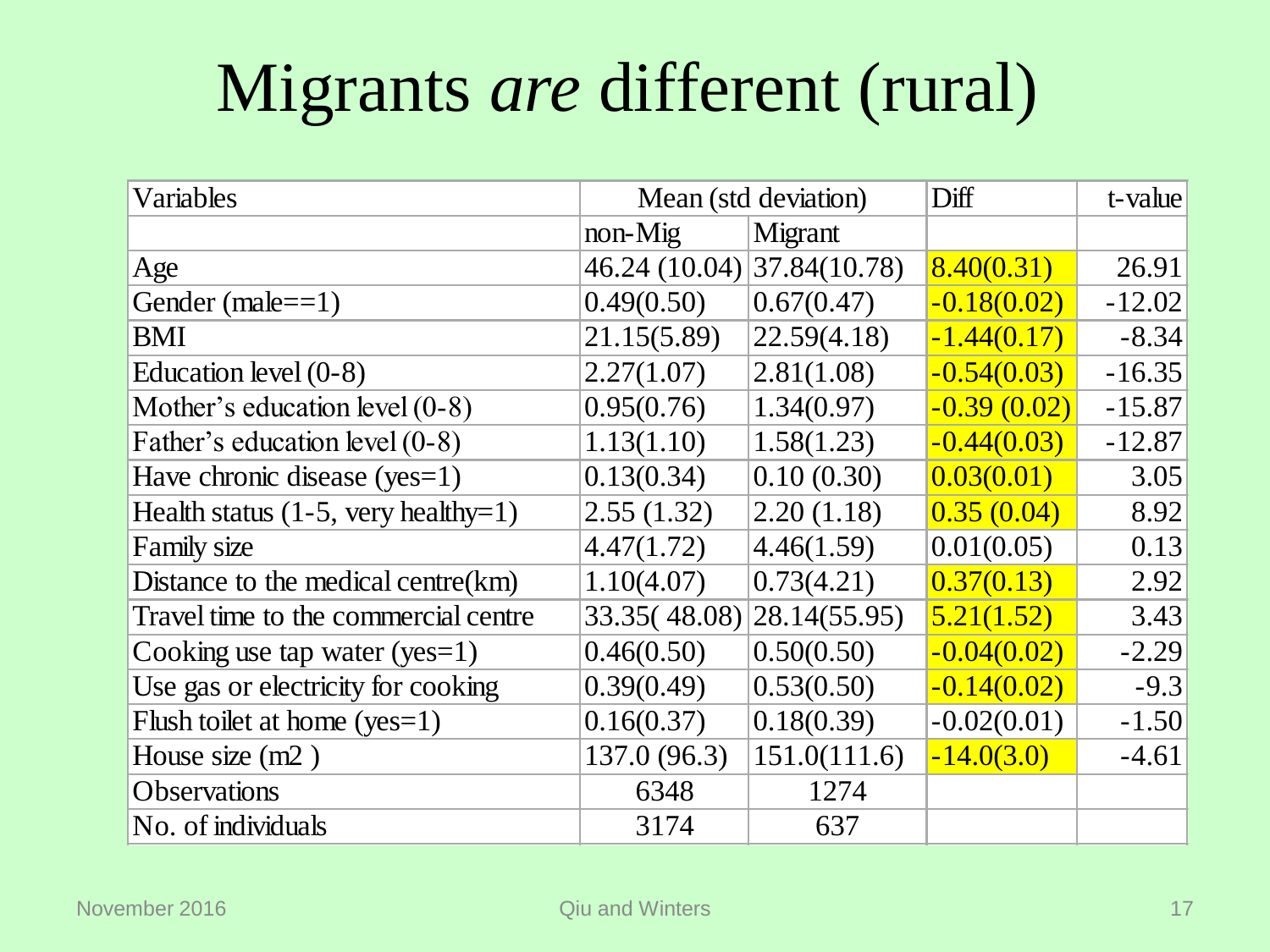# Migrants *are* different (rural)

| Variables | Mean (std deviation) | | Diff | t-value |
|---|---|---|---|---|
| | non-Mig | Migrant | | |
| Age | 46.24 (10.04) | 37.84(10.78) | 8.40(0.31) | 26.91 |
| Gender (male==1) | 0.49(0.50) | 0.67(0.47) | -0.18(0.02) | -12.02 |
| BMI | 21.15(5.89) | 22.59(4.18) | -1.44(0.17) | -8.34 |
| Education level (0-8) | 2.27(1.07) | 2.81(1.08) | -0.54(0.03) | -16.35 |
| Mother's education level (0-8) | 0.95(0.76) | 1.34(0.97) | -0.39 (0.02) | -15.87 |
| Father's education level (0-8) | 1.13(1.10) | 1.58(1.23) | -0.44(0.03) | -12.87 |
| Have chronic disease (yes=1) | 0.13(0.34) | 0.10 (0.30) | 0.03(0.01) | 3.05 |
| Health status (1-5, very healthy=1) | 2.55 (1.32) | 2.20 (1.18) | 0.35 (0.04) | 8.92 |
| Family size | 4.47(1.72) | 4.46(1.59) | 0.01(0.05) | 0.13 |
| Distance to the medical centre(km) | 1.10(4.07) | 0.73(4.21) | 0.37(0.13) | 2.92 |
| Travel time to the commercial centre | 33.35( 48.08) | 28.14(55.95) | 5.21(1.52) | 3.43 |
| Cooking use tap water (yes=1) | 0.46(0.50) | 0.50(0.50) | -0.04(0.02) | -2.29 |
| Use gas or electricity for cooking | 0.39(0.49) | 0.53(0.50) | -0.14(0.02) | -9.3 |
| Flush toilet at home (yes=1) | 0.16(0.37) | 0.18(0.39) | -0.02(0.01) | -1.50 |
| House size (m2 ) | 137.0 (96.3) | 151.0(111.6) | -14.0(3.0) | -4.61 |
| Observations | 6348 | 1274 | | |
| No. of individuals | 3174 | 637 | | |

November 2016 Qiu and Winters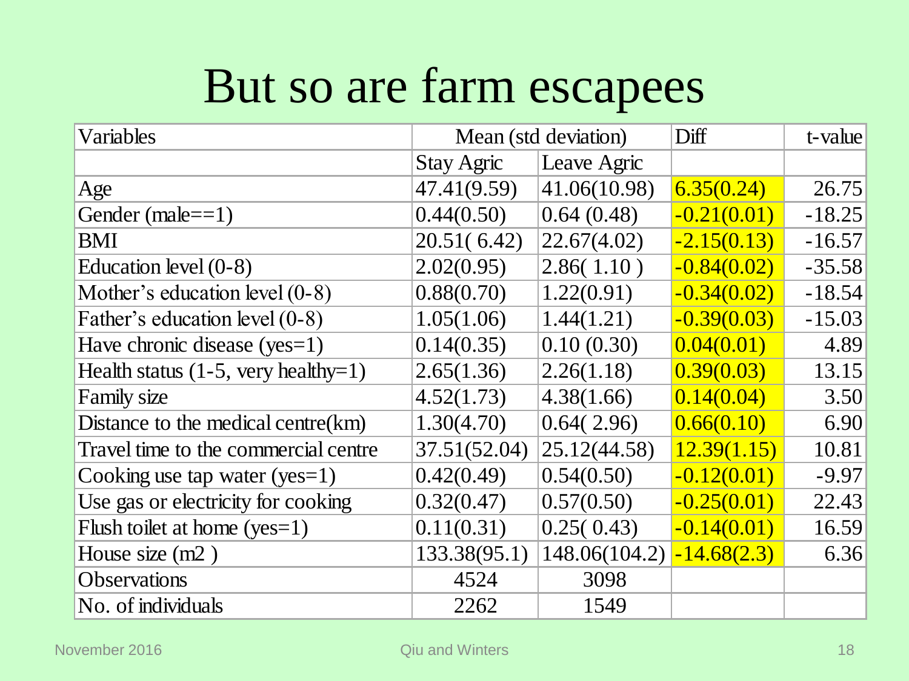# But so are farm escapees

| Variables | Mean (std deviation) | | Diff | t-value |
|---|---|---|---|---|
| | Stay Agric | Leave Agric | | |
| Age | 47.41(9.59) | 41.06(10.98) | 6.35(0.24) | 26.75 |
| Gender (male==1) | 0.44(0.50) | 0.64 (0.48) | -0.21(0.01) | -18.25 |
| BMI | 20.51( 6.42) | 22.67(4.02) | -2.15(0.13) | -16.57 |
| Education level (0-8) | 2.02(0.95) | 2.86( 1.10 ) | -0.84(0.02) | -35.58 |
| Mother's education level (0-8) | 0.88(0.70) | 1.22(0.91) | -0.34(0.02) | -18.54 |
| Father's education level (0-8) | 1.05(1.06) | 1.44(1.21) | -0.39(0.03) | -15.03 |
| Have chronic disease (yes=1) | 0.14(0.35) | 0.10 (0.30) | 0.04(0.01) | 4.89 |
| Health status (1-5, very healthy=1) | 2.65(1.36) | 2.26(1.18) | 0.39(0.03) | 13.15 |
| Family size | 4.52(1.73) | 4.38(1.66) | 0.14(0.04) | 3.50 |
| Distance to the medical centre(km) | 1.30(4.70) | 0.64( 2.96) | 0.66(0.10) | 6.90 |
| Travel time to the commercial centre | 37.51(52.04) | 25.12(44.58) | 12.39(1.15) | 10.81 |
| Cooking use tap water (yes=1) | 0.42(0.49) | 0.54(0.50) | -0.12(0.01) | -9.97 |
| Use gas or electricity for cooking | 0.32(0.47) | 0.57(0.50) | -0.25(0.01) | 22.43 |
| Flush toilet at home (yes=1) | 0.11(0.31) | 0.25( 0.43) | -0.14(0.01) | 16.59 |
| House size (m2 ) | 133.38(95.1) | 148.06(104.2) | -14.68(2.3) | 6.36 |
| Observations | 4524 | 3098 | | |
| No. of individuals | 2262 | 1549 | | |

November 2016 Qiu and Winters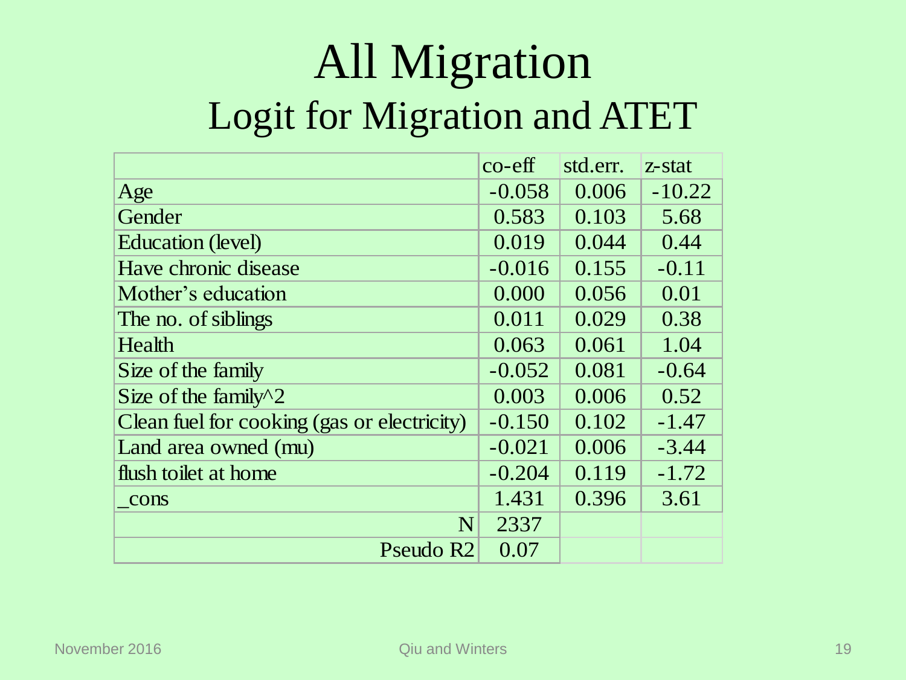# All Migration

## Logit for Migration and ATET

| | co-eff | std.err. | z-stat |
|---|---|---|---|
| Age | -0.058 | 0.006 | -10.22 |
| Gender | 0.583 | 0.103 | 5.68 |
| Education (level) | 0.019 | 0.044 | 0.44 |
| Have chronic disease | -0.016 | 0.155 | -0.11 |
| Mother's education | 0.000 | 0.056 | 0.01 |
| The no. of siblings | 0.011 | 0.029 | 0.38 |
| Health | 0.063 | 0.061 | 1.04 |
| Size of the family | -0.052 | 0.081 | -0.64 |
| Size of the family^2 | 0.003 | 0.006 | 0.52 |
| Clean fuel for cooking (gas or electricity) | -0.150 | 0.102 | -1.47 |
| Land area owned (mu) | -0.021 | 0.006 | -3.44 |
| flush toilet at home | -0.204 | 0.119 | -1.72 |
| _cons | 1.431 | 0.396 | 3.61 |
| N | 2337 | | |
| Pseudo R2 | 0.07 | | |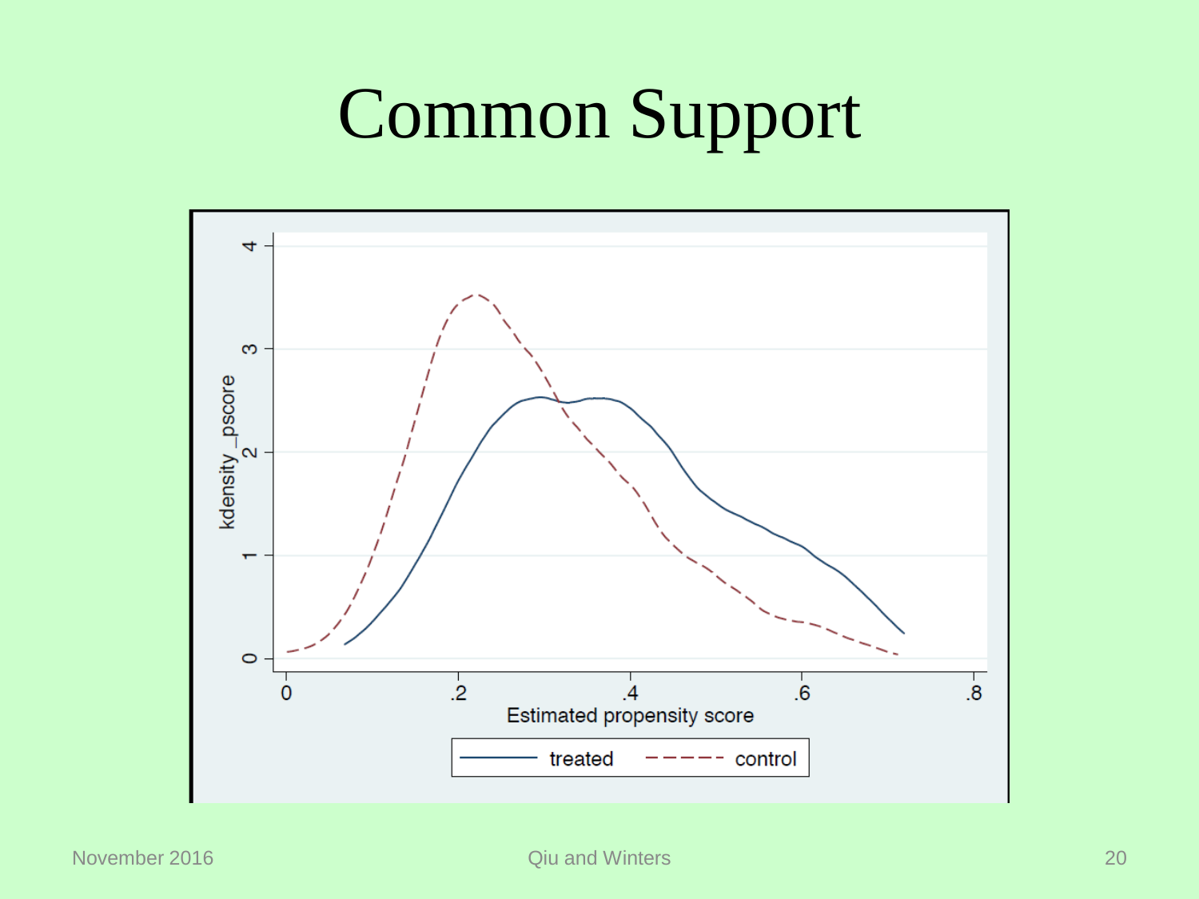# Common Support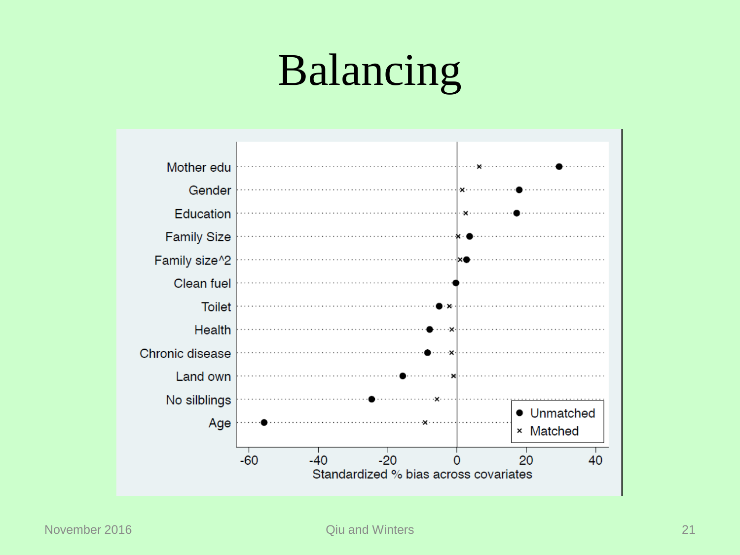# Balancing

| Covariate | Unmatched | Matched |
|---|---|---|
| Mother edu | ● | × |
| Gender | ● | × |
| Education | ● | × |
| Family Size | ● | × |
| Family size^2 | ● | × |
| Clean fuel | ● | |
| Toilet | ● | × |
| Health | ● | × |
| Chronic disease | ● | × |
| Land own | ● | × |
| No silblings | ● | × |
| Age | ● | × |

Standardized % bias across covariates

-60 -40 -20 0 20 40

● Unmatched
× Matched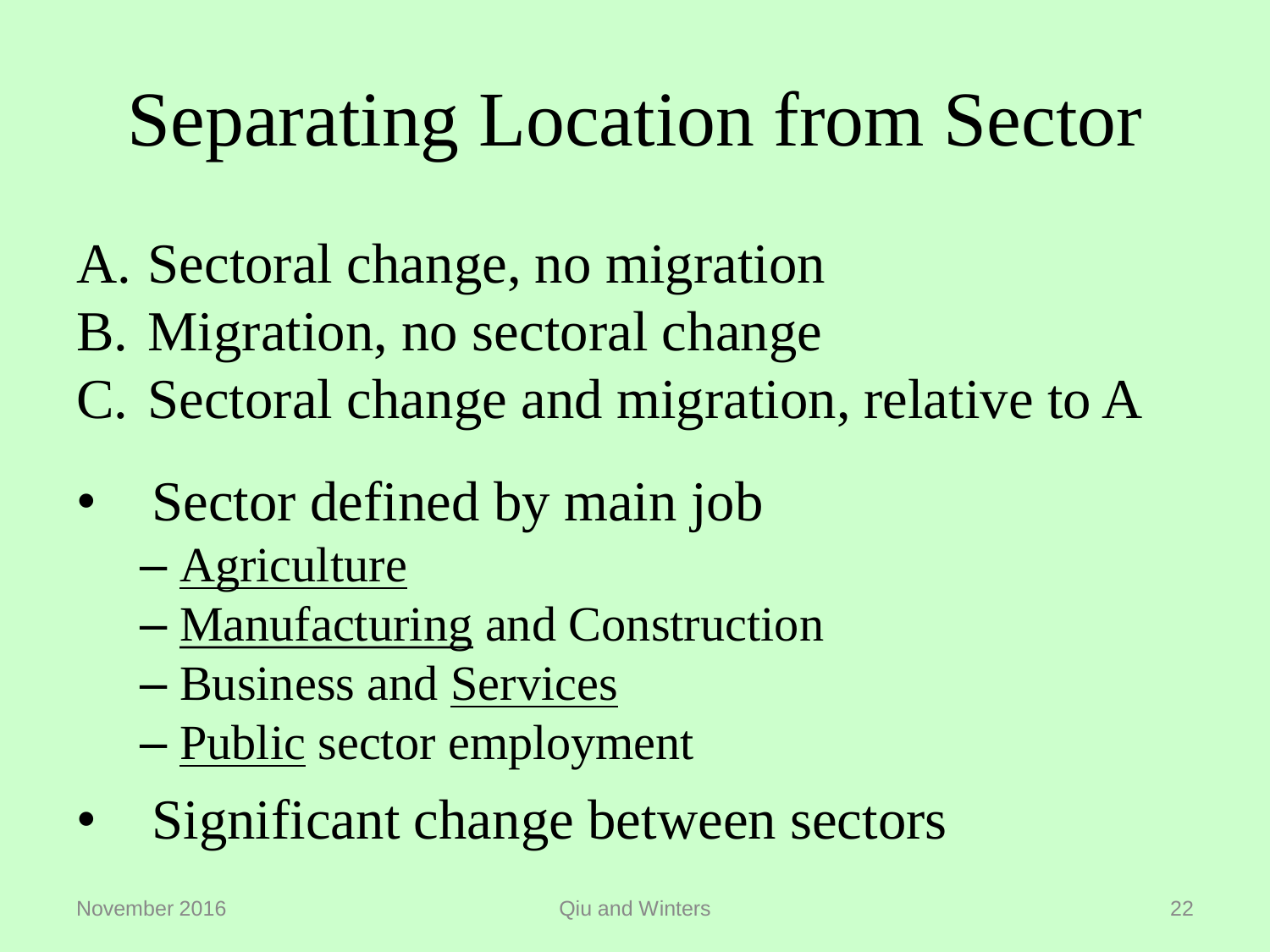# Separating Location from Sector

A. Sectoral change, no migration
B. Migration, no sectoral change
C. Sectoral change and migration, relative to A

- Sector defined by main job
  - Agriculture
  - Manufacturing and Construction
  - Business and Services
  - Public sector employment
- Significant change between sectors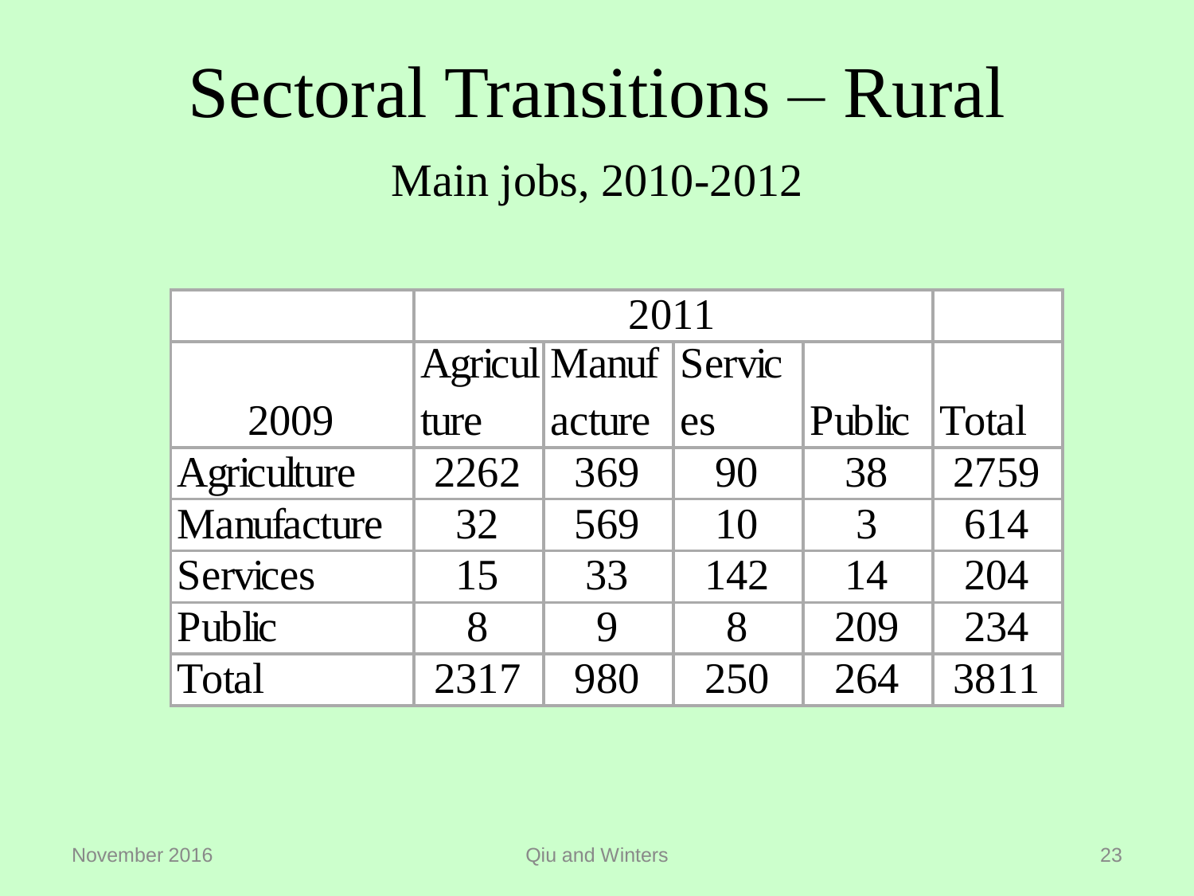# Sectoral Transitions – Rural

## Main jobs, 2010-2012

| | 2011 | | | | |
|---|---|---|---|---|---|
| 2009 | Agriculture | Manufacture | Services | Public | Total |
| Agriculture | 2262 | 369 | 90 | 38 | 2759 |
| Manufacture | 32 | 569 | 10 | 3 | 614 |
| Services | 15 | 33 | 142 | 14 | 204 |
| Public | 8 | 9 | 8 | 209 | 234 |
| Total | 2317 | 980 | 250 | 264 | 3811 |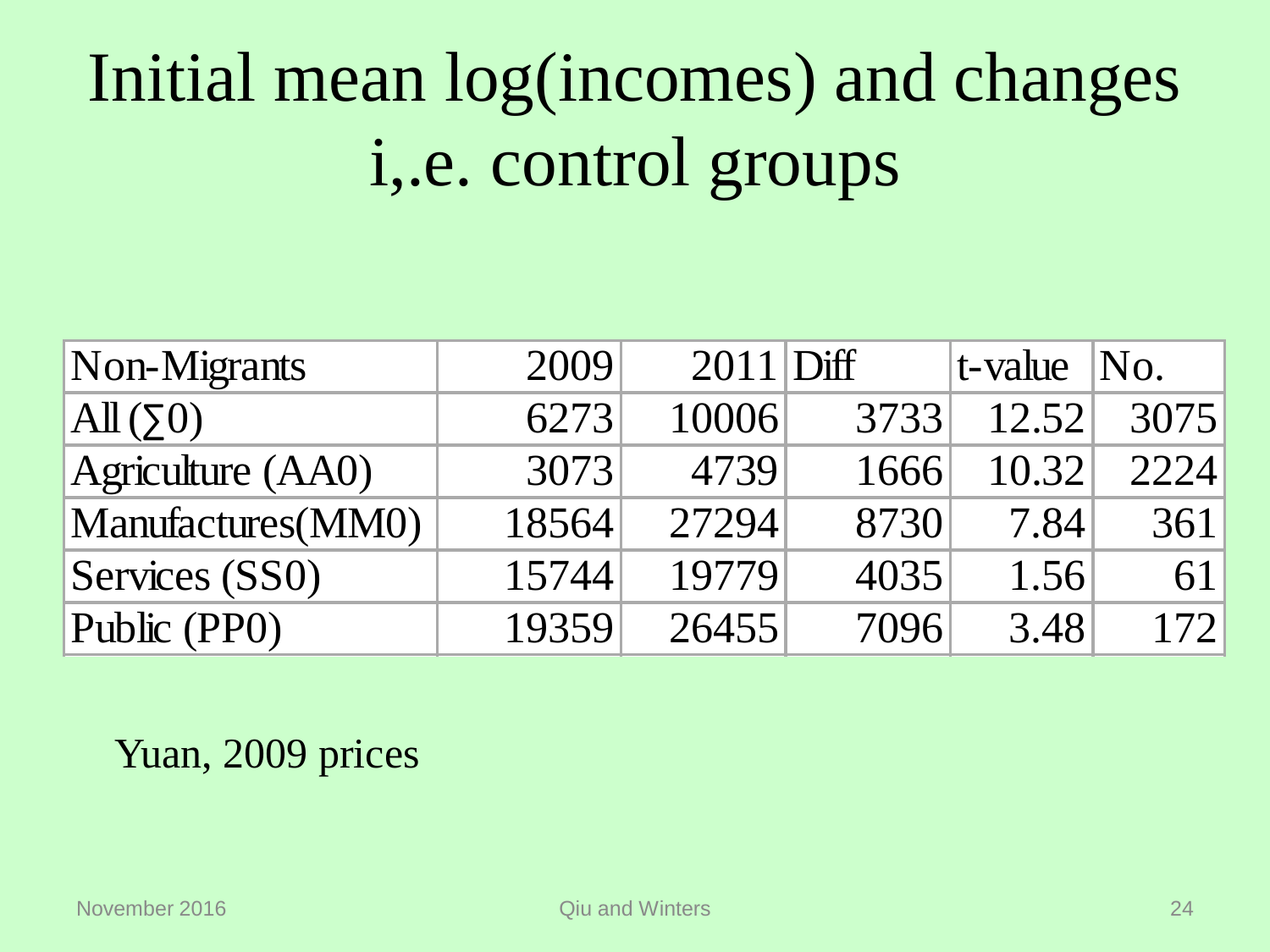# Initial mean log(incomes) and changes i,.e. control groups

| Non-Migrants | 2009 | 2011 | Diff | t-value | No. |
|---|---|---|---|---|---|
| All (∑0) | 6273 | 10006 | 3733 | 12.52 | 3075 |
| Agriculture (AA0) | 3073 | 4739 | 1666 | 10.32 | 2224 |
| Manufactures(MM0) | 18564 | 27294 | 8730 | 7.84 | 361 |
| Services (SS0) | 15744 | 19779 | 4035 | 1.56 | 61 |
| Public (PP0) | 19359 | 26455 | 7096 | 3.48 | 172 |

Yuan, 2009 prices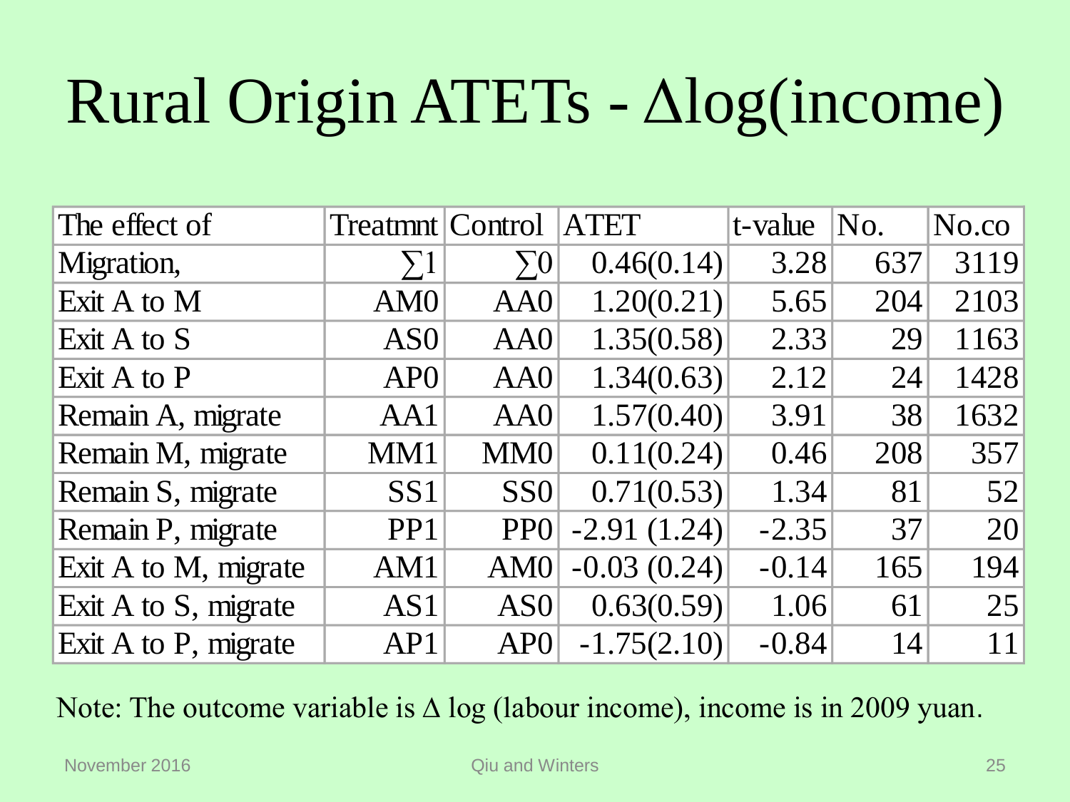# Rural Origin ATETs - Δlog(income)

| The effect of | Treatmnt | Control | ATET | t-value | No. | No.co |
|---|---|---|---|---|---|---|
| Migration, | ∑1 | ∑0 | 0.46(0.14) | 3.28 | 637 | 3119 |
| Exit A to M | AM0 | AA0 | 1.20(0.21) | 5.65 | 204 | 2103 |
| Exit A to S | AS0 | AA0 | 1.35(0.58) | 2.33 | 29 | 1163 |
| Exit A to P | AP0 | AA0 | 1.34(0.63) | 2.12 | 24 | 1428 |
| Remain A, migrate | AA1 | AA0 | 1.57(0.40) | 3.91 | 38 | 1632 |
| Remain M, migrate | MM1 | MM0 | 0.11(0.24) | 0.46 | 208 | 357 |
| Remain S, migrate | SS1 | SS0 | 0.71(0.53) | 1.34 | 81 | 52 |
| Remain P, migrate | PP1 | PP0 | -2.91 (1.24) | -2.35 | 37 | 20 |
| Exit A to M, migrate | AM1 | AM0 | -0.03 (0.24) | -0.14 | 165 | 194 |
| Exit A to S, migrate | AS1 | AS0 | 0.63(0.59) | 1.06 | 61 | 25 |
| Exit A to P, migrate | AP1 | AP0 | -1.75(2.10) | -0.84 | 14 | 11 |

Note: The outcome variable is Δ log (labour income), income is in 2009 yuan.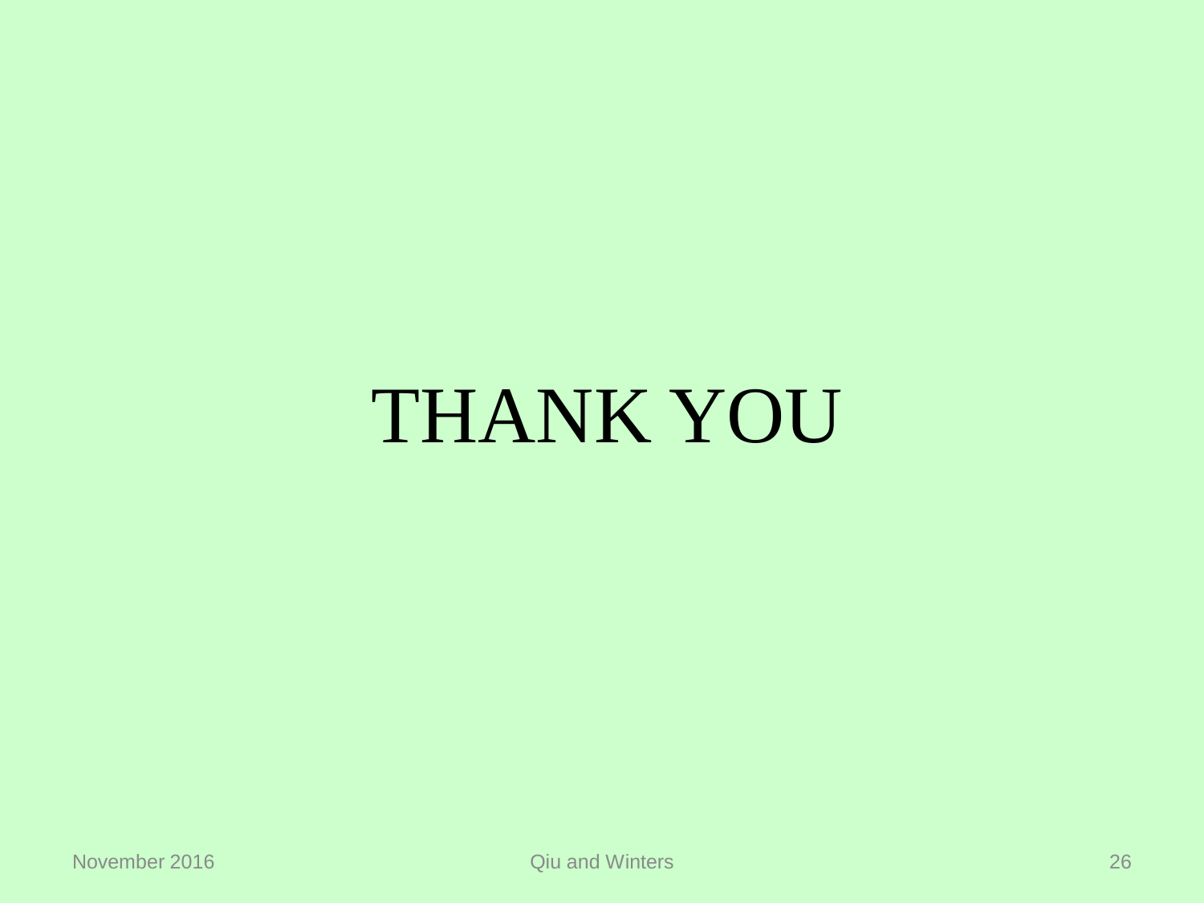# THANK YOU